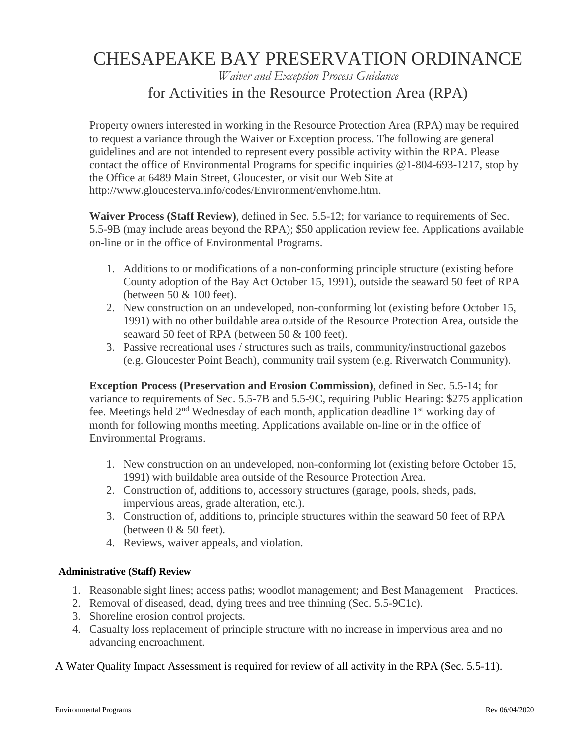# CHESAPEAKE BAY PRESERVATION ORDINANCE

*Waiver and Exception Process Guidance*

## for Activities in the Resource Protection Area (RPA)

Property owners interested in working in the Resource Protection Area (RPA) may be required to request a variance through the Waiver or Exception process. The following are general guidelines and are not intended to represent every possible activity within the RPA. Please contact the office of Environmental Programs for specific inquiries @1-804-693-1217, stop by the Office at 6489 Main Street, Gloucester, or visit our Web Site at http://www.gloucesterva.info/codes/Environment/envhome.htm.

**Waiver Process (Staff Review)**, defined in Sec. 5.5-12; for variance to requirements of Sec. 5.5-9B (may include areas beyond the RPA); $50 application review fee. Applications available on-line or in the office of Environmental Programs.

1. Additions to or modifications of a non-conforming principle structure (existing before County adoption of the Bay Act October 15, 1991), outside the seaward 50 feet of RPA (between 50 & 100 feet).
2. New construction on an undeveloped, non-conforming lot (existing before October 15, 1991) with no other buildable area outside of the Resource Protection Area, outside the seaward 50 feet of RPA (between 50 & 100 feet).
3. Passive recreational uses / structures such as trails, community/instructional gazebos (e.g. Gloucester Point Beach), community trail system (e.g. Riverwatch Community).

**Exception Process (Preservation and Erosion Commission)**, defined in Sec. 5.5-14; for variance to requirements of Sec. 5.5-7B and 5.5-9C, requiring Public Hearing: $275 application fee. Meetings held 2nd Wednesday of each month, application deadline 1st working day of month for following months meeting. Applications available on-line or in the office of Environmental Programs.

1. New construction on an undeveloped, non-conforming lot (existing before October 15, 1991) with buildable area outside of the Resource Protection Area.
2. Construction of, additions to, accessory structures (garage, pools, sheds, pads, impervious areas, grade alteration, etc.).
3. Construction of, additions to, principle structures within the seaward 50 feet of RPA (between 0 & 50 feet).
4. Reviews, waiver appeals, and violation.

**Administrative (Staff) Review**

1. Reasonable sight lines; access paths; woodlot management; and Best Management Practices.
2. Removal of diseased, dead, dying trees and tree thinning (Sec. 5.5-9C1c).
3. Shoreline erosion control projects.
4. Casualty loss replacement of principle structure with no increase in impervious area and no advancing encroachment.

A Water Quality Impact Assessment is required for review of all activity in the RPA (Sec. 5.5-11).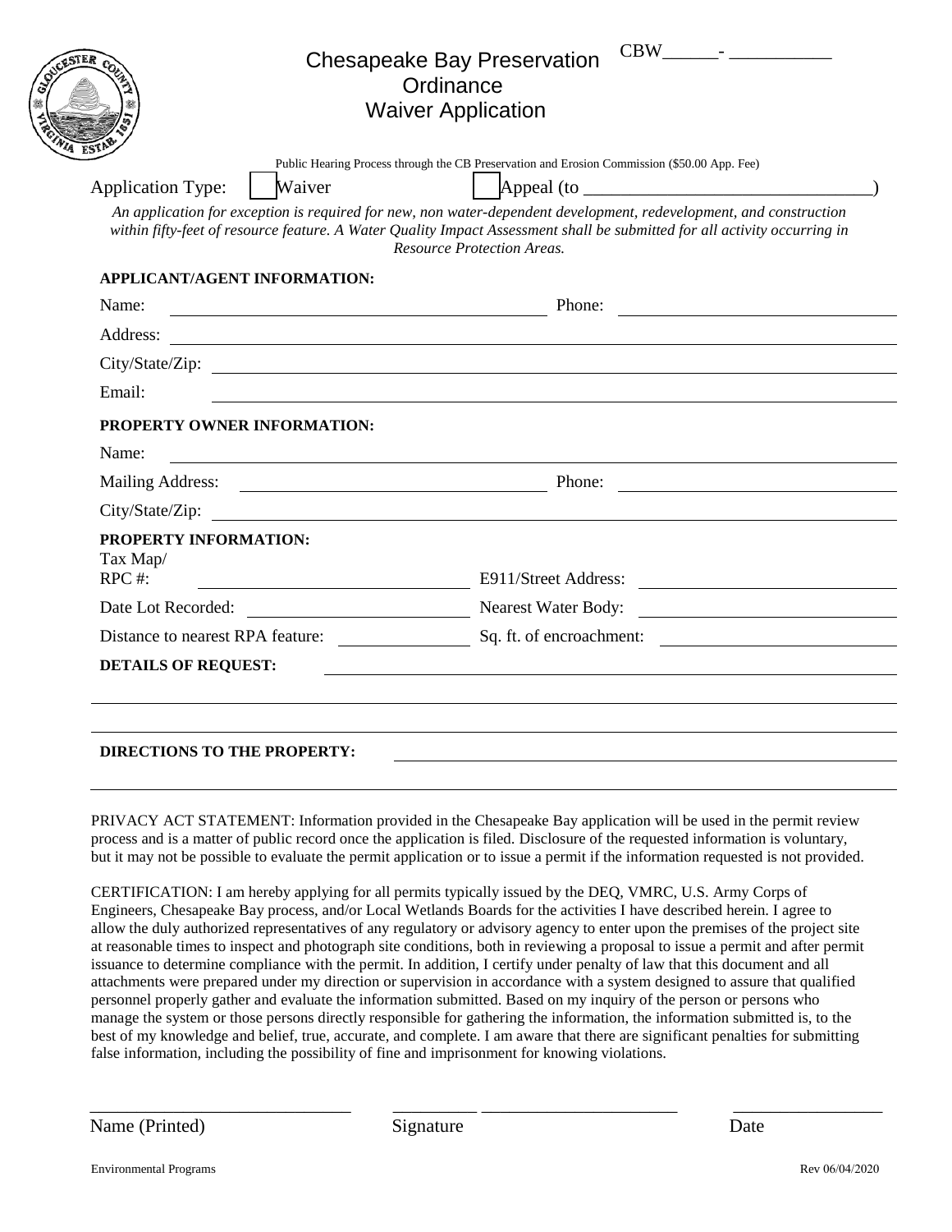# Chesapeake Bay Preservation Ordinance Waiver Application

CBW______- __________

Public Hearing Process through the CB Preservation and Erosion Commission ($50.00 App. Fee)

Application Type: ☐ Waiver ☐ Appeal (to ________________________________)

*An application for exception is required for new, non water-dependent development, redevelopment, and construction within fifty-feet of resource feature. A Water Quality Impact Assessment shall be submitted for all activity occurring in Resource Protection Areas.*

**APPLICANT/AGENT INFORMATION:**

Name: ______________________ Phone: ______________________

Address: ______________________

City/State/Zip: ______________________

Email: ______________________

**PROPERTY OWNER INFORMATION:**

Name: ______________________

Mailing Address: ______________________ Phone: ______________________

City/State/Zip: ______________________

**PROPERTY INFORMATION:**

Tax Map/ RPC #: ______________________ E911/Street Address: ______________________

Date Lot Recorded: ______________________ Nearest Water Body: ______________________

Distance to nearest RPA feature: ______________________ Sq. ft. of encroachment: ______________________

**DETAILS OF REQUEST:** ______________________

______________________

______________________

**DIRECTIONS TO THE PROPERTY:** ______________________

______________________

PRIVACY ACT STATEMENT: Information provided in the Chesapeake Bay application will be used in the permit review process and is a matter of public record once the application is filed. Disclosure of the requested information is voluntary, but it may not be possible to evaluate the permit application or to issue a permit if the information requested is not provided.

CERTIFICATION: I am hereby applying for all permits typically issued by the DEQ, VMRC, U.S. Army Corps of Engineers, Chesapeake Bay process, and/or Local Wetlands Boards for the activities I have described herein. I agree to allow the duly authorized representatives of any regulatory or advisory agency to enter upon the premises of the project site at reasonable times to inspect and photograph site conditions, both in reviewing a proposal to issue a permit and after permit issuance to determine compliance with the permit. In addition, I certify under penalty of law that this document and all attachments were prepared under my direction or supervision in accordance with a system designed to assure that qualified personnel properly gather and evaluate the information submitted. Based on my inquiry of the person or persons who manage the system or those persons directly responsible for gathering the information, the information submitted is, to the best of my knowledge and belief, true, accurate, and complete. I am aware that there are significant penalties for submitting false information, including the possibility of fine and imprisonment for knowing violations.

______________________ ______________________ ______________________

Name (Printed) Signature Date

Environmental Programs Rev 06/04/2020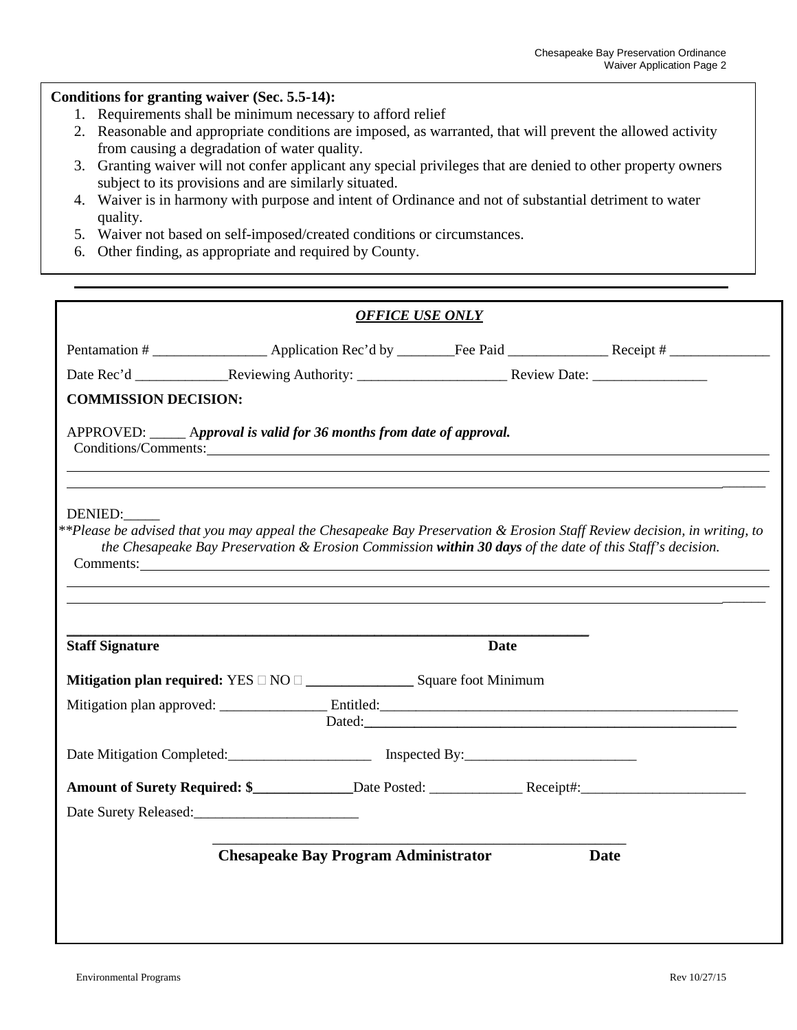**Conditions for granting waiver (Sec. 5.5-14):**

1. Requirements shall be minimum necessary to afford relief
2. Reasonable and appropriate conditions are imposed, as warranted, that will prevent the allowed activity from causing a degradation of water quality.
3. Granting waiver will not confer applicant any special privileges that are denied to other property owners subject to its provisions and are similarly situated.
4. Waiver is in harmony with purpose and intent of Ordinance and not of substantial detriment to water quality.
5. Waiver not based on self-imposed/created conditions or circumstances.
6. Other finding, as appropriate and required by County.

---

***OFFICE USE ONLY***

Pentamation # ________________ Application Rec'd by ________Fee Paid ______________ Receipt # ______________

Date Rec'd _____________Reviewing Authority: _____________________ Review Date: ________________

**COMMISSION DECISION:**

APPROVED: _____ A***pproval is valid for 36 months from date of approval.***

Conditions/Comments:

DENIED:_____

*\*\*Please be advised that you may appeal the Chesapeake Bay Preservation & Erosion Staff Review decision, in writing, to the Chesapeake Bay Preservation & Erosion Commission **within 30 days** of the date of this Staff's decision.*

Comments:

**Staff Signature** **Date**

**Mitigation plan required:** YES ☐ NO ☐ _______________ Square foot Minimum

Mitigation plan approved: _______________ Entitled:_____________________________________________________

Dated:_____________________________________________________

Date Mitigation Completed:____________________ Inspected By:________________________

**Amount of Surety Required: $______________**Date Posted: _____________ Receipt#:_______________________

Date Surety Released:_______________________

**Chesapeake Bay Program Administrator** **Date**

Environmental Programs Rev 10/27/15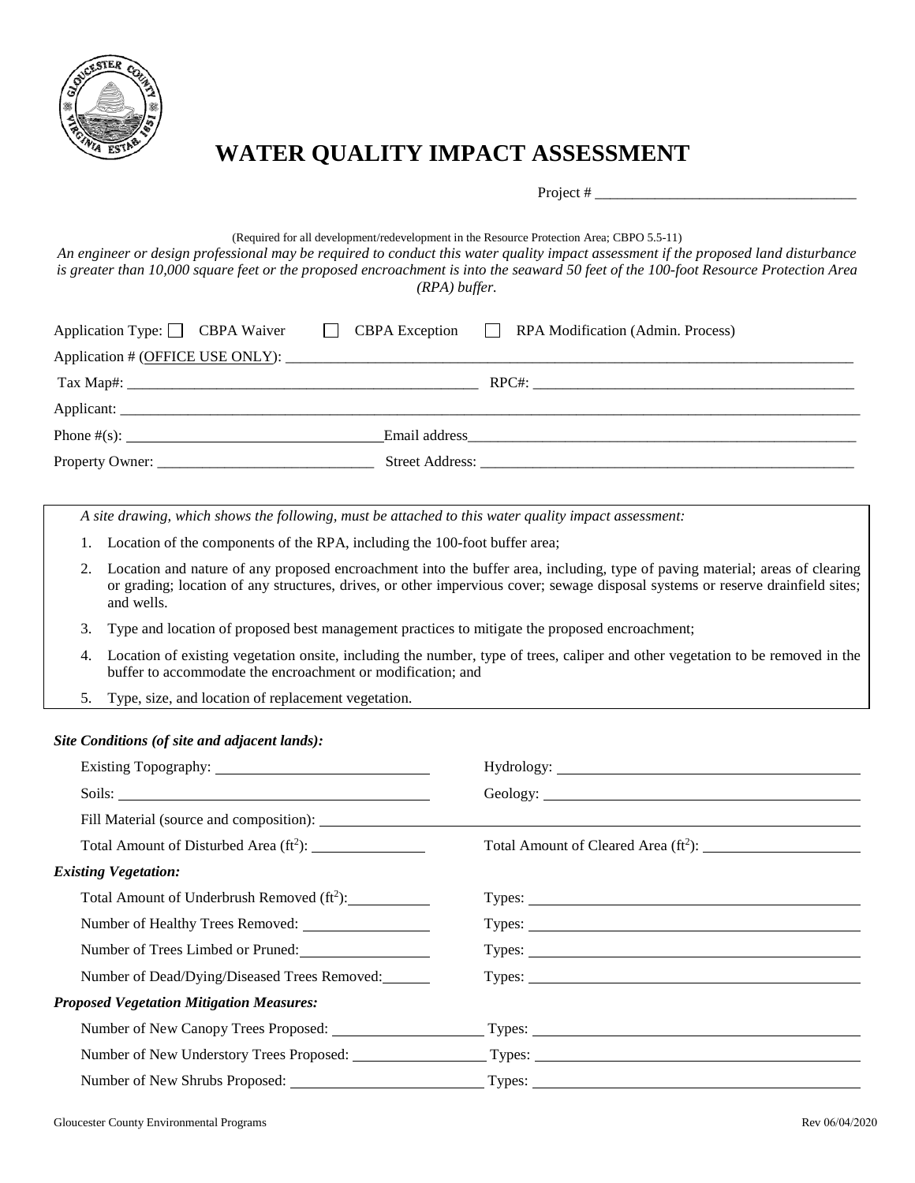# WATER QUALITY IMPACT ASSESSMENT

Project # ___________________________________

(Required for all development/redevelopment in the Resource Protection Area; CBPO 5.5-11)

*An engineer or design professional may be required to conduct this water quality impact assessment if the proposed land disturbance is greater than 10,000 square feet or the proposed encroachment is into the seaward 50 feet of the 100-foot Resource Protection Area (RPA) buffer.*

Application Type: ☐ CBPA Waiver ☐ CBPA Exception ☐ RPA Modification (Admin. Process)

Application # (OFFICE USE ONLY): ___________________________________________

Tax Map#: ______________________________ RPC#: ______________________________

Applicant: ___________________________________________________________

Phone #(s): ______________________ Email address ______________________________

Property Owner: ______________________ Street Address: ______________________________

*A site drawing, which shows the following, must be attached to this water quality impact assessment:*

1. Location of the components of the RPA, including the 100-foot buffer area;
2. Location and nature of any proposed encroachment into the buffer area, including, type of paving material; areas of clearing or grading; location of any structures, drives, or other impervious cover; sewage disposal systems or reserve drainfield sites; and wells.
3. Type and location of proposed best management practices to mitigate the proposed encroachment;
4. Location of existing vegetation onsite, including the number, type of trees, caliper and other vegetation to be removed in the buffer to accommodate the encroachment or modification; and
5. Type, size, and location of replacement vegetation.

***Site Conditions (of site and adjacent lands):***

Existing Topography: ______________________ Hydrology: ______________________

Soils: ______________________ Geology: ______________________

Fill Material (source and composition): ______________________________

Total Amount of Disturbed Area ($ft^2$): ______________ Total Amount of Cleared Area ($ft^2$): ______________

***Existing Vegetation:***

Total Amount of Underbrush Removed ($ft^2$): ______________ Types: ______________________

Number of Healthy Trees Removed: ______________ Types: ______________________

Number of Trees Limbed or Pruned: ______________ Types: ______________________

Number of Dead/Dying/Diseased Trees Removed: ______________ Types: ______________________

***Proposed Vegetation Mitigation Measures:***

Number of New Canopy Trees Proposed: ______________ Types: ______________________

Number of New Understory Trees Proposed: ______________ Types: ______________________

Number of New Shrubs Proposed: ______________ Types: ______________________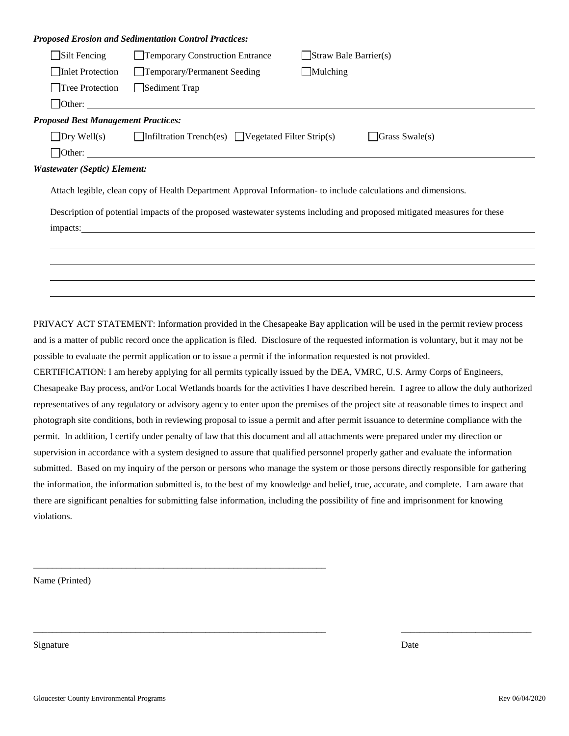***Proposed Erosion and Sedimentation Control Practices:***

- ☐ Silt Fencing
- ☐ Temporary Construction Entrance
- ☐ Straw Bale Barrier(s)
- ☐ Inlet Protection
- ☐ Temporary/Permanent Seeding
- ☐ Mulching
- ☐ Tree Protection
- ☐ Sediment Trap
- ☐ Other: ______________________________

***Proposed Best Management Practices:***

- ☐ Dry Well(s)
- ☐ Infiltration Trench(es)
- ☐ Vegetated Filter Strip(s)
- ☐ Grass Swale(s)
- ☐ Other: ______________________________

***Wastewater (Septic) Element:***

Attach legible, clean copy of Health Department Approval Information- to include calculations and dimensions.

Description of potential impacts of the proposed wastewater systems including and proposed mitigated measures for these impacts: ______________________________

______________________________

______________________________

______________________________

______________________________

PRIVACY ACT STATEMENT: Information provided in the Chesapeake Bay application will be used in the permit review process and is a matter of public record once the application is filed. Disclosure of the requested information is voluntary, but it may not be possible to evaluate the permit application or to issue a permit if the information requested is not provided.

CERTIFICATION: I am hereby applying for all permits typically issued by the DEA, VMRC, U.S. Army Corps of Engineers, Chesapeake Bay process, and/or Local Wetlands boards for the activities I have described herein. I agree to allow the duly authorized representatives of any regulatory or advisory agency to enter upon the premises of the project site at reasonable times to inspect and photograph site conditions, both in reviewing proposal to issue a permit and after permit issuance to determine compliance with the permit. In addition, I certify under penalty of law that this document and all attachments were prepared under my direction or supervision in accordance with a system designed to assure that qualified personnel properly gather and evaluate the information submitted. Based on my inquiry of the person or persons who manage the system or those persons directly responsible for gathering the information, the information submitted is, to the best of my knowledge and belief, true, accurate, and complete. I am aware that there are significant penalties for submitting false information, including the possibility of fine and imprisonment for knowing violations.

______________________________

Name (Printed)

______________________________ ______________________________

Signature Date

Gloucester County Environmental Programs Rev 06/04/2020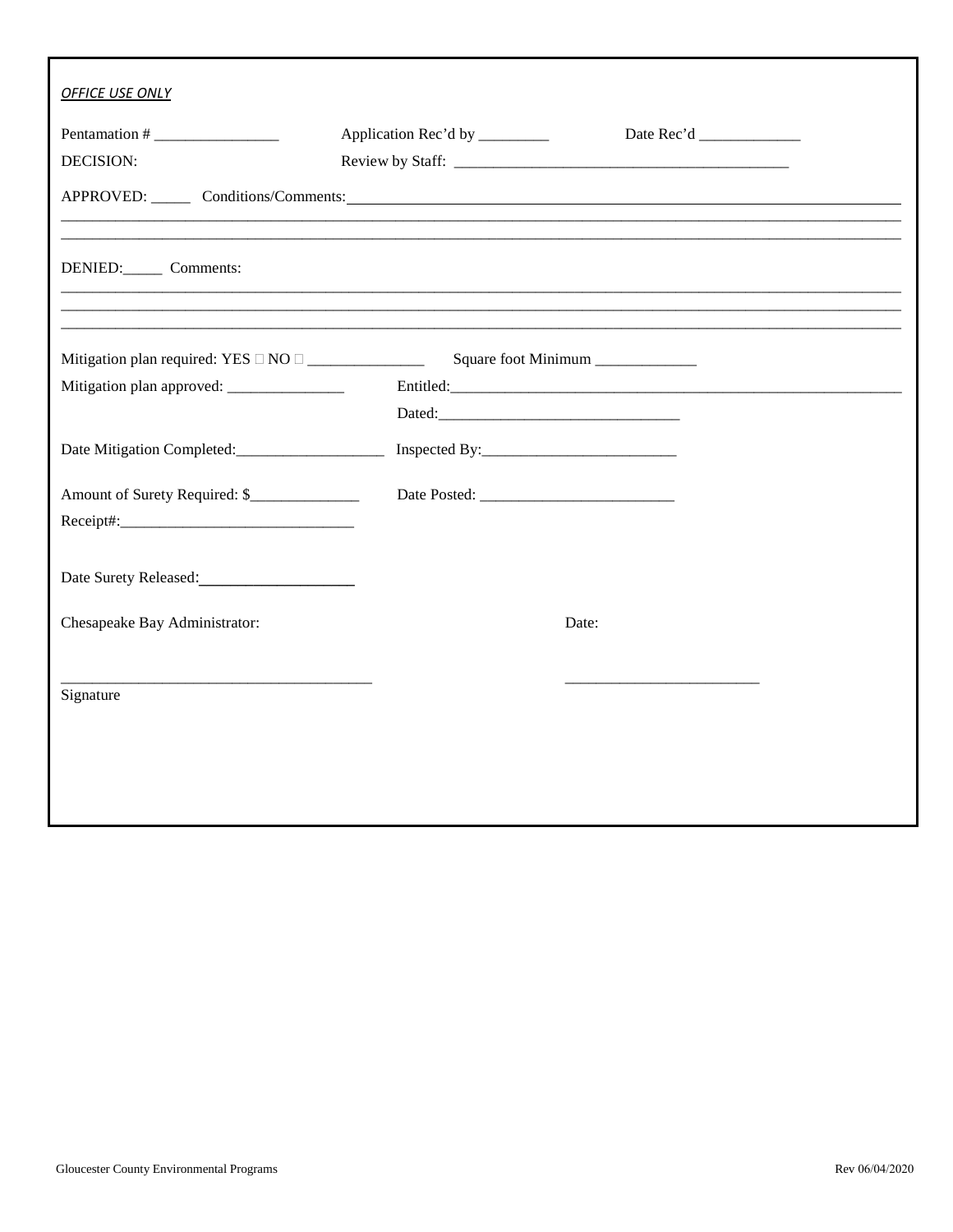*OFFICE USE ONLY*

Pentamation # ________________ Application Rec'd by _________ Date Rec'd _____________

DECISION: Review by Staff: ___________________________________________

APPROVED: _____ Conditions/Comments: ___________________________________________

_____________________________________________________________________________

_____________________________________________________________________________

DENIED:_____ Comments:

_____________________________________________________________________________

_____________________________________________________________________________

_____________________________________________________________________________

Mitigation plan required: YES ☐ NO ☐ _______________ Square foot Minimum _____________

Mitigation plan approved: _______________ Entitled: ___________________________________________

Dated: ______________________________

Date Mitigation Completed: ___________________ Inspected By: _________________________

Amount of Surety Required: $______________ Date Posted: _________________________

Receipt#: ______________________________

Date Surety Released: ____________________

Chesapeake Bay Administrator: Date:

________________________________________ _________________________

Signature

Gloucester County Environmental Programs Rev 06/04/2020